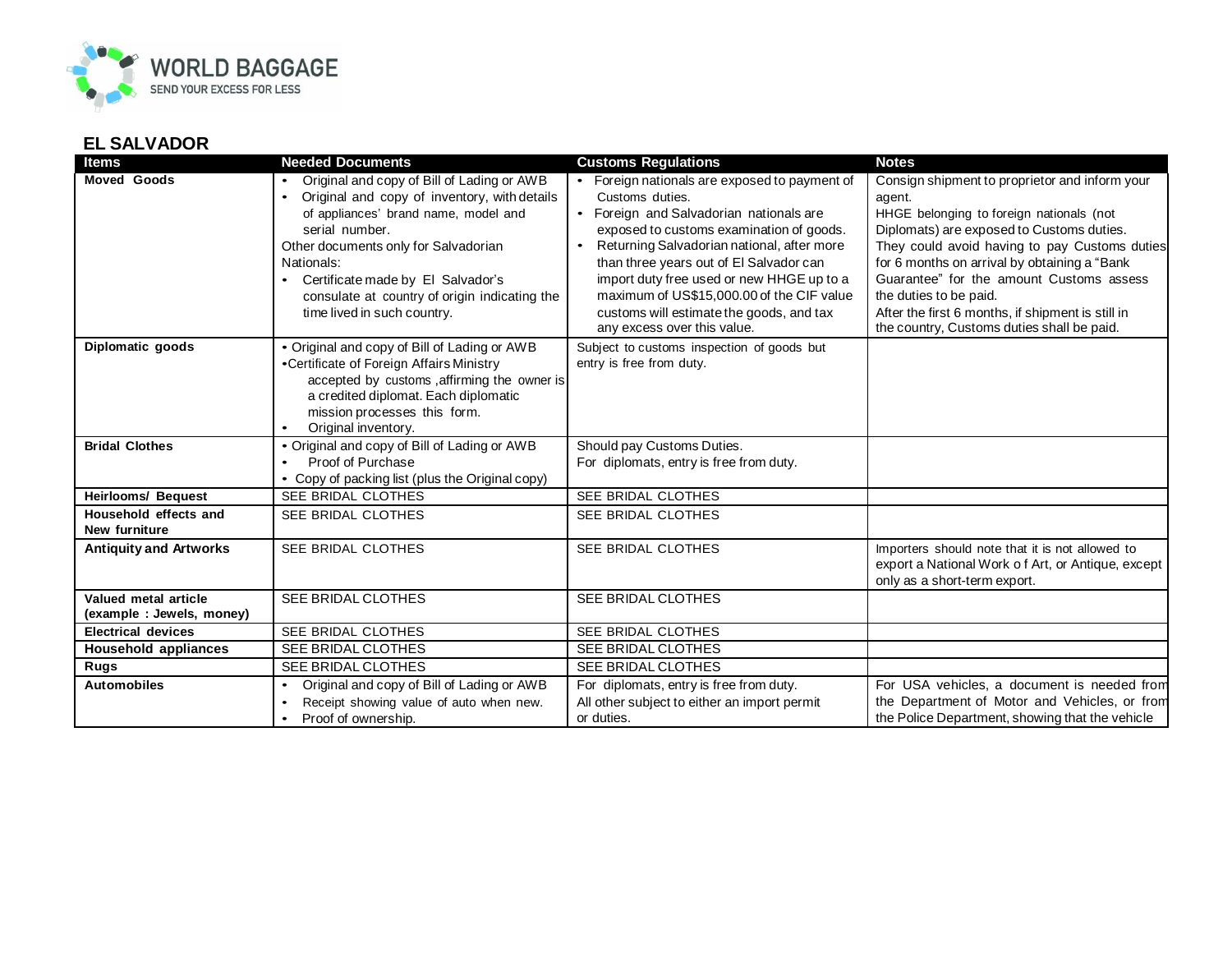WORLD BAGGAGE
SEND YOUR EXCESS FOR LESS

## EL SALVADOR

| Items | Needed Documents | Customs Regulations | Notes |
|---|---|---|---|
| **Moved Goods** | • Original and copy of Bill of Lading or AWB<br>• Original and copy of inventory, with details of appliances' brand name, model and serial number.<br>Other documents only for Salvadorian Nationals:<br>• Certificate made by El Salvador's consulate at country of origin indicating the time lived in such country. | • Foreign nationals are exposed to payment of Customs duties.<br>• Foreign and Salvadorian nationals are exposed to customs examination of goods.<br>• Returning Salvadorian national, after more than three years out of El Salvador can import duty free used or new HHGE up to a maximum of US$15,000.00 of the CIF value customs will estimate the goods, and tax any excess over this value. | Consign shipment to proprietor and inform your agent.<br>HHGE belonging to foreign nationals (not Diplomats) are exposed to Customs duties. They could avoid having to pay Customs duties for 6 months on arrival by obtaining a "Bank Guarantee" for the amount Customs assess the duties to be paid.<br>After the first 6 months, if shipment is still in the country, Customs duties shall be paid. |
| **Diplomatic goods** | • Original and copy of Bill of Lading or AWB<br>• Certificate of Foreign Affairs Ministry accepted by customs ,affirming the owner is a credited diplomat. Each diplomatic mission processes this form.<br>• Original inventory. | Subject to customs inspection of goods but entry is free from duty. | |
| **Bridal Clothes** | • Original and copy of Bill of Lading or AWB<br>• Proof of Purchase<br>• Copy of packing list (plus the Original copy) | Should pay Customs Duties.<br>For diplomats, entry is free from duty. | |
| **Heirlooms/ Bequest** | SEE BRIDAL CLOTHES | SEE BRIDAL CLOTHES | |
| **Household effects and New furniture** | SEE BRIDAL CLOTHES | SEE BRIDAL CLOTHES | |
| **Antiquity and Artworks** | SEE BRIDAL CLOTHES | SEE BRIDAL CLOTHES | Importers should note that it is not allowed to export a National Work o f Art, or Antique, except only as a short-term export. |
| **Valued metal article (example : Jewels, money)** | SEE BRIDAL CLOTHES | SEE BRIDAL CLOTHES | |
| **Electrical devices** | SEE BRIDAL CLOTHES | SEE BRIDAL CLOTHES | |
| **Household appliances** | SEE BRIDAL CLOTHES | SEE BRIDAL CLOTHES | |
| **Rugs** | SEE BRIDAL CLOTHES | SEE BRIDAL CLOTHES | |
| **Automobiles** | • Original and copy of Bill of Lading or AWB<br>• Receipt showing value of auto when new.<br>• Proof of ownership. | For diplomats, entry is free from duty.<br>All other subject to either an import permit or duties. | For USA vehicles, a document is needed from the Department of Motor and Vehicles, or from the Police Department, showing that the vehicle |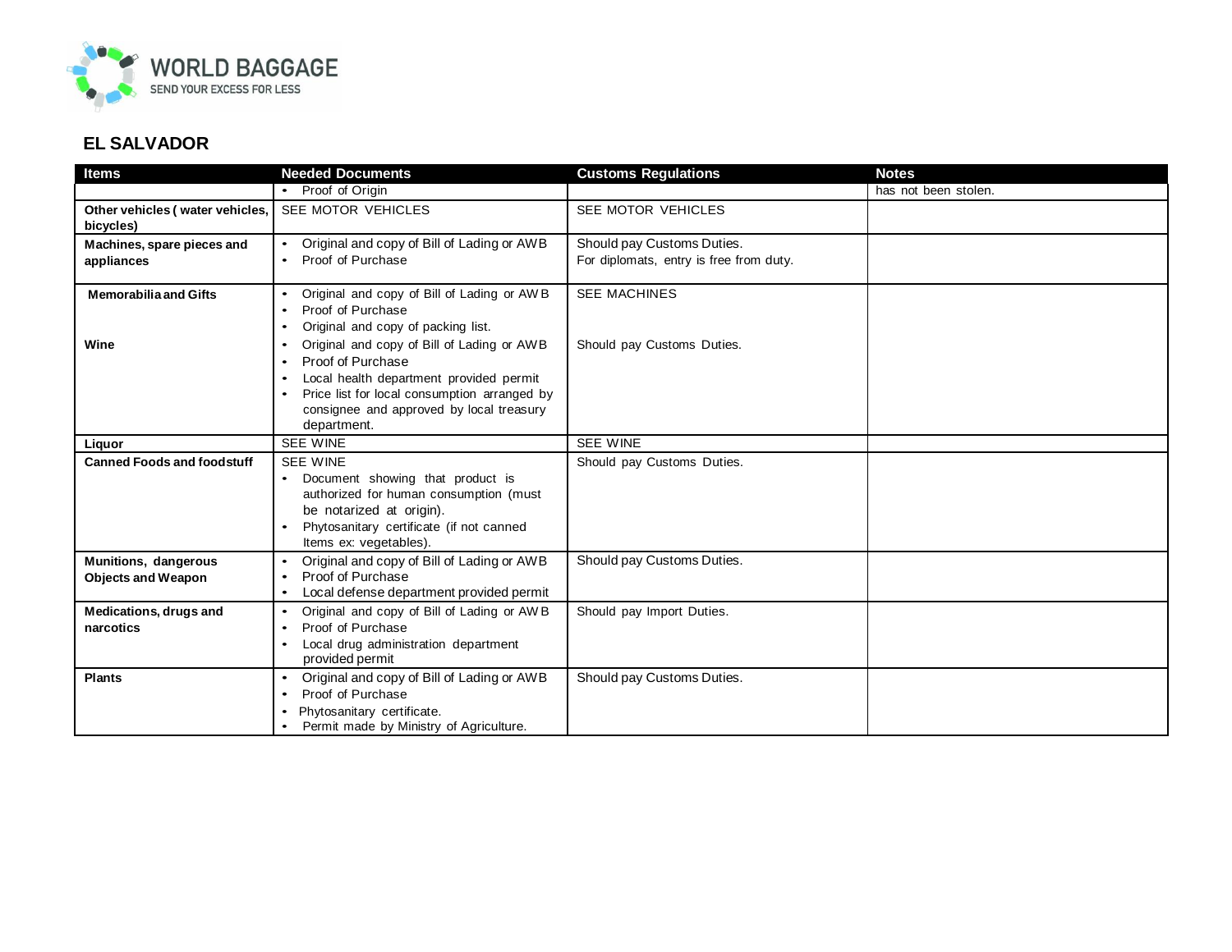## EL SALVADOR

| Items | Needed Documents | Customs Regulations | Notes |
|---|---|---|---|
| | • Proof of Origin | | has not been stolen. |
| **Other vehicles ( water vehicles, bicycles)** | SEE MOTOR VEHICLES | SEE MOTOR VEHICLES | |
| **Machines, spare pieces and appliances** | • Original and copy of Bill of Lading or AWB<br>• Proof of Purchase | Should pay Customs Duties.<br>For diplomats, entry is free from duty. | |
| **Memorabilia and Gifts** | • Original and copy of Bill of Lading or AWB<br>• Proof of Purchase<br>• Original and copy of packing list. | SEE MACHINES | |
| **Wine** | • Original and copy of Bill of Lading or AWB<br>• Proof of Purchase<br>• Local health department provided permit<br>• Price list for local consumption arranged by consignee and approved by local treasury department. | Should pay Customs Duties. | |
| **Liquor** | SEE WINE | SEE WINE | |
| **Canned Foods and foodstuff** | SEE WINE<br>• Document showing that product is authorized for human consumption (must be notarized at origin).<br>• Phytosanitary certificate (if not canned Items ex: vegetables). | Should pay Customs Duties. | |
| **Munitions, dangerous Objects and Weapon** | • Original and copy of Bill of Lading or AWB<br>• Proof of Purchase<br>• Local defense department provided permit | Should pay Customs Duties. | |
| **Medications, drugs and narcotics** | • Original and copy of Bill of Lading or AWB<br>• Proof of Purchase<br>• Local drug administration department provided permit | Should pay Import Duties. | |
| **Plants** | • Original and copy of Bill of Lading or AWB<br>• Proof of Purchase<br>• Phytosanitary certificate.<br>• Permit made by Ministry of Agriculture. | Should pay Customs Duties. | |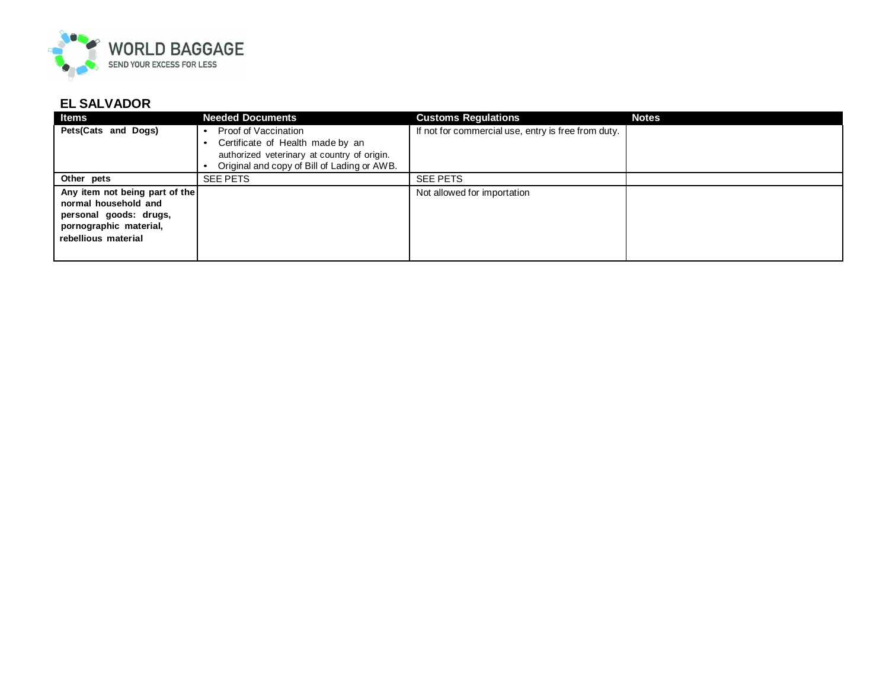WORLD BAGGAGE
SEND YOUR EXCESS FOR LESS

## EL SALVADOR

| Items | Needed Documents | Customs Regulations | Notes |
|---|---|---|---|
| **Pets(Cats and Dogs)** | • Proof of Vaccination<br>• Certificate of Health made by an authorized veterinary at country of origin.<br>• Original and copy of Bill of Lading or AWB. | If not for commercial use, entry is free from duty. | |
| **Other pets** | SEE PETS | SEE PETS | |
| **Any item not being part of the normal household and personal goods: drugs, pornographic material, rebellious material** | | Not allowed for importation | |